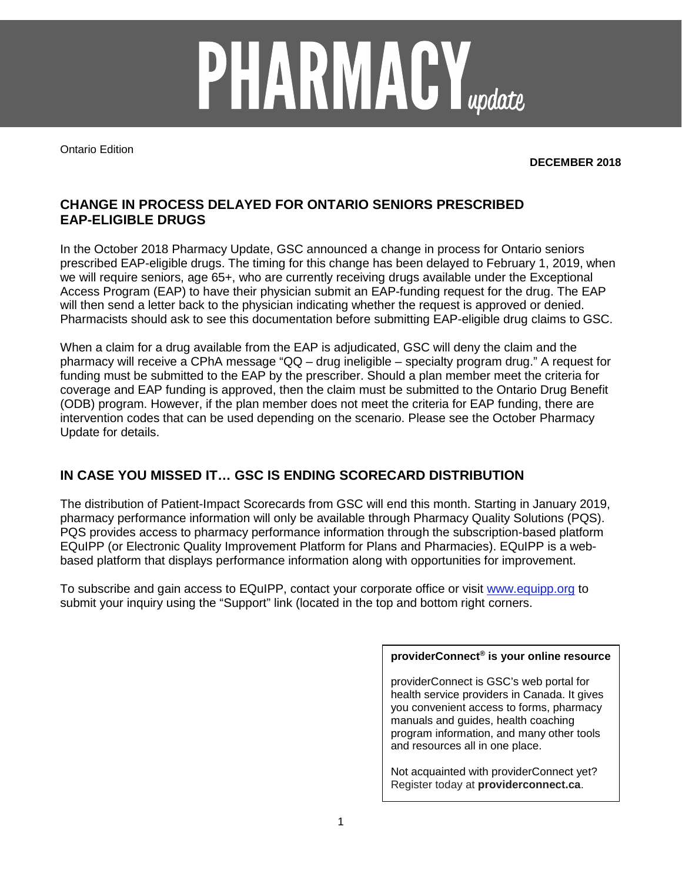# PHARMACY *update*

Ontario Edition

**DECEMBER 2018**

## CHANGE IN PROCESS DELAYED FOR ONTARIO SENIORS PRESCRIBED EAP-ELIGIBLE DRUGS

In the October 2018 Pharmacy Update, GSC announced a change in process for Ontario seniors prescribed EAP-eligible drugs. The timing for this change has been delayed to February 1, 2019, when we will require seniors, age 65+, who are currently receiving drugs available under the Exceptional Access Program (EAP) to have their physician submit an EAP-funding request for the drug. The EAP will then send a letter back to the physician indicating whether the request is approved or denied. Pharmacists should ask to see this documentation before submitting EAP-eligible drug claims to GSC.

When a claim for a drug available from the EAP is adjudicated, GSC will deny the claim and the pharmacy will receive a CPhA message "QQ – drug ineligible – specialty program drug." A request for funding must be submitted to the EAP by the prescriber. Should a plan member meet the criteria for coverage and EAP funding is approved, then the claim must be submitted to the Ontario Drug Benefit (ODB) program. However, if the plan member does not meet the criteria for EAP funding, there are intervention codes that can be used depending on the scenario. Please see the October Pharmacy Update for details.

## IN CASE YOU MISSED IT… GSC IS ENDING SCORECARD DISTRIBUTION

The distribution of Patient-Impact Scorecards from GSC will end this month. Starting in January 2019, pharmacy performance information will only be available through Pharmacy Quality Solutions (PQS). PQS provides access to pharmacy performance information through the subscription-based platform EQuIPP (or Electronic Quality Improvement Platform for Plans and Pharmacies). EQuIPP is a web-based platform that displays performance information along with opportunities for improvement.

To subscribe and gain access to EQuIPP, contact your corporate office or visit www.equipp.org to submit your inquiry using the "Support" link (located in the top and bottom right corners.

**providerConnect® is your online resource**

providerConnect is GSC's web portal for health service providers in Canada. It gives you convenient access to forms, pharmacy manuals and guides, health coaching program information, and many other tools and resources all in one place.

Not acquainted with providerConnect yet? Register today at **providerconnect.ca**.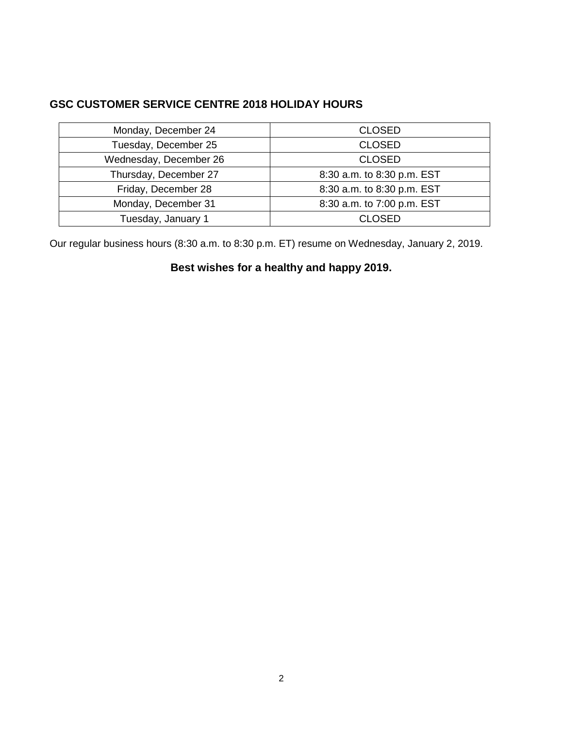## GSC CUSTOMER SERVICE CENTRE 2018 HOLIDAY HOURS

| | |
|---|---|
| Monday, December 24 | CLOSED |
| Tuesday, December 25 | CLOSED |
| Wednesday, December 26 | CLOSED |
| Thursday, December 27 | 8:30 a.m. to 8:30 p.m. EST |
| Friday, December 28 | 8:30 a.m. to 8:30 p.m. EST |
| Monday, December 31 | 8:30 a.m. to 7:00 p.m. EST |
| Tuesday, January 1 | CLOSED |

Our regular business hours (8:30 a.m. to 8:30 p.m. ET) resume on Wednesday, January 2, 2019.

**Best wishes for a healthy and happy 2019.**